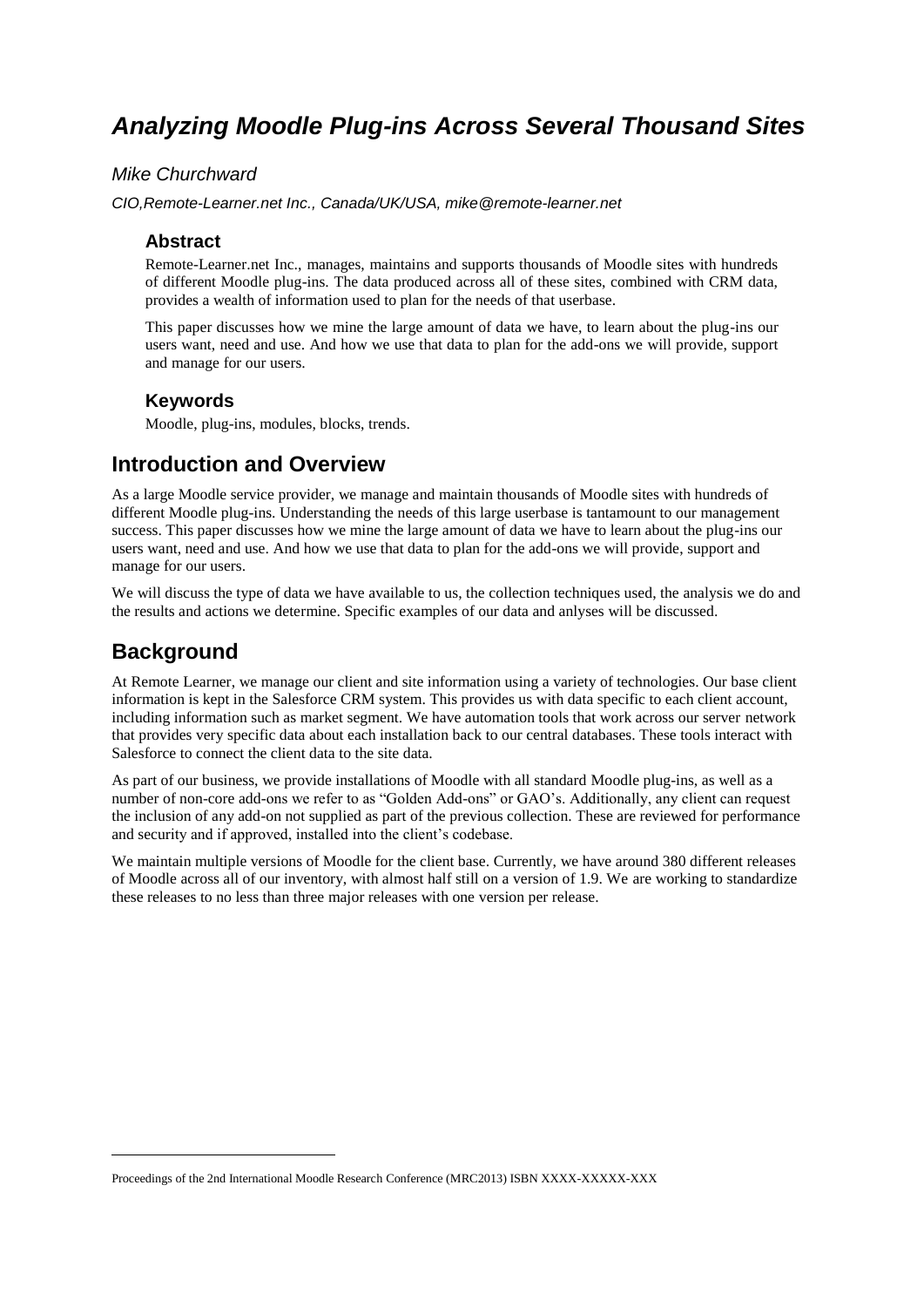# *Analyzing Moodle Plug-ins Across Several Thousand Sites*

*Mike Churchward*

*CIO,Remote-Learner.net Inc., Canada/UK/USA, mike@remote-learner.net*

### Abstract

Remote-Learner.net Inc., manages, maintains and supports thousands of Moodle sites with hundreds of different Moodle plug-ins. The data produced across all of these sites, combined with CRM data, provides a wealth of information used to plan for the needs of that userbase.

This paper discusses how we mine the large amount of data we have, to learn about the plug-ins our users want, need and use. And how we use that data to plan for the add-ons we will provide, support and manage for our users.

### Keywords

Moodle, plug-ins, modules, blocks, trends.

## Introduction and Overview

As a large Moodle service provider, we manage and maintain thousands of Moodle sites with hundreds of different Moodle plug-ins. Understanding the needs of this large userbase is tantamount to our management success. This paper discusses how we mine the large amount of data we have to learn about the plug-ins our users want, need and use. And how we use that data to plan for the add-ons we will provide, support and manage for our users.

We will discuss the type of data we have available to us, the collection techniques used, the analysis we do and the results and actions we determine. Specific examples of our data and anlyses will be discussed.

## Background

At Remote Learner, we manage our client and site information using a variety of technologies. Our base client information is kept in the Salesforce CRM system. This provides us with data specific to each client account, including information such as market segment. We have automation tools that work across our server network that provides very specific data about each installation back to our central databases. These tools interact with Salesforce to connect the client data to the site data.

As part of our business, we provide installations of Moodle with all standard Moodle plug-ins, as well as a number of non-core add-ons we refer to as "Golden Add-ons" or GAO's. Additionally, any client can request the inclusion of any add-on not supplied as part of the previous collection. These are reviewed for performance and security and if approved, installed into the client's codebase.

We maintain multiple versions of Moodle for the client base. Currently, we have around 380 different releases of Moodle across all of our inventory, with almost half still on a version of 1.9. We are working to standardize these releases to no less than three major releases with one version per release.

Proceedings of the 2nd International Moodle Research Conference (MRC2013) ISBN XXXX-XXXXX-XXX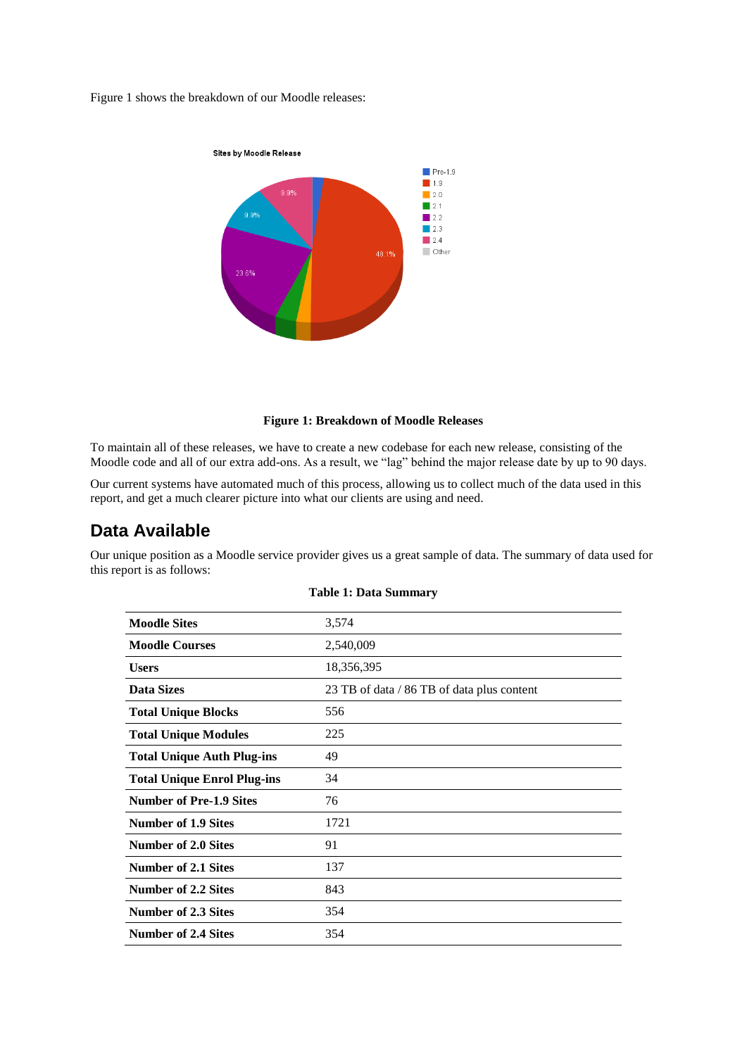Figure 1 shows the breakdown of our Moodle releases:

**Figure 1: Breakdown of Moodle Releases**

To maintain all of these releases, we have to create a new codebase for each new release, consisting of the Moodle code and all of our extra add-ons. As a result, we "lag" behind the major release date by up to 90 days.

Our current systems have automated much of this process, allowing us to collect much of the data used in this report, and get a much clearer picture into what our clients are using and need.

## Data Available

Our unique position as a Moodle service provider gives us a great sample of data. The summary of data used for this report is as follows:

**Table 1: Data Summary**

| | |
|---|---|
| **Moodle Sites** | 3,574 |
| **Moodle Courses** | 2,540,009 |
| **Users** | 18,356,395 |
| **Data Sizes** | 23 TB of data / 86 TB of data plus content |
| **Total Unique Blocks** | 556 |
| **Total Unique Modules** | 225 |
| **Total Unique Auth Plug-ins** | 49 |
| **Total Unique Enrol Plug-ins** | 34 |
| **Number of Pre-1.9 Sites** | 76 |
| **Number of 1.9 Sites** | 1721 |
| **Number of 2.0 Sites** | 91 |
| **Number of 2.1 Sites** | 137 |
| **Number of 2.2 Sites** | 843 |
| **Number of 2.3 Sites** | 354 |
| **Number of 2.4 Sites** | 354 |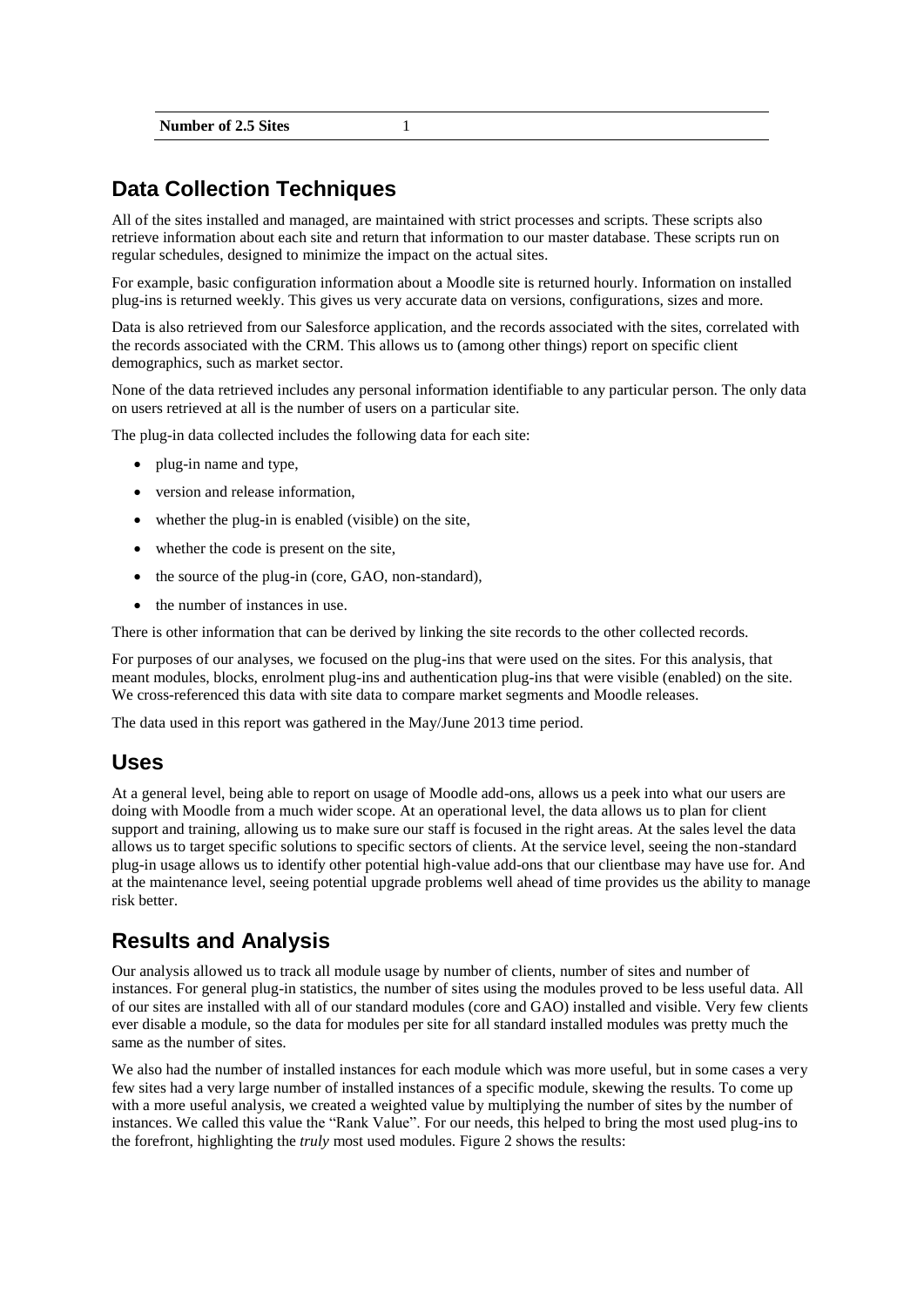| Number of 2.5 Sites | 1 |
| --- | --- |

## Data Collection Techniques

All of the sites installed and managed, are maintained with strict processes and scripts. These scripts also retrieve information about each site and return that information to our master database. These scripts run on regular schedules, designed to minimize the impact on the actual sites.

For example, basic configuration information about a Moodle site is returned hourly. Information on installed plug-ins is returned weekly. This gives us very accurate data on versions, configurations, sizes and more.

Data is also retrieved from our Salesforce application, and the records associated with the sites, correlated with the records associated with the CRM. This allows us to (among other things) report on specific client demographics, such as market sector.

None of the data retrieved includes any personal information identifiable to any particular person. The only data on users retrieved at all is the number of users on a particular site.

The plug-in data collected includes the following data for each site:

- plug-in name and type,
- version and release information,
- whether the plug-in is enabled (visible) on the site,
- whether the code is present on the site,
- the source of the plug-in (core, GAO, non-standard),
- the number of instances in use.

There is other information that can be derived by linking the site records to the other collected records.

For purposes of our analyses, we focused on the plug-ins that were used on the sites. For this analysis, that meant modules, blocks, enrolment plug-ins and authentication plug-ins that were visible (enabled) on the site. We cross-referenced this data with site data to compare market segments and Moodle releases.

The data used in this report was gathered in the May/June 2013 time period.

## Uses

At a general level, being able to report on usage of Moodle add-ons, allows us a peek into what our users are doing with Moodle from a much wider scope. At an operational level, the data allows us to plan for client support and training, allowing us to make sure our staff is focused in the right areas. At the sales level the data allows us to target specific solutions to specific sectors of clients. At the service level, seeing the non-standard plug-in usage allows us to identify other potential high-value add-ons that our clientbase may have use for. And at the maintenance level, seeing potential upgrade problems well ahead of time provides us the ability to manage risk better.

## Results and Analysis

Our analysis allowed us to track all module usage by number of clients, number of sites and number of instances. For general plug-in statistics, the number of sites using the modules proved to be less useful data. All of our sites are installed with all of our standard modules (core and GAO) installed and visible. Very few clients ever disable a module, so the data for modules per site for all standard installed modules was pretty much the same as the number of sites.

We also had the number of installed instances for each module which was more useful, but in some cases a very few sites had a very large number of installed instances of a specific module, skewing the results. To come up with a more useful analysis, we created a weighted value by multiplying the number of sites by the number of instances. We called this value the "Rank Value". For our needs, this helped to bring the most used plug-ins to the forefront, highlighting the *truly* most used modules. Figure 2 shows the results: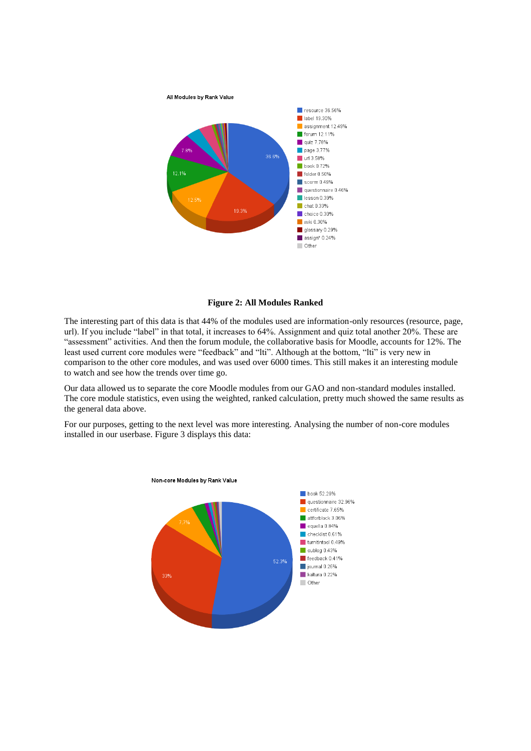All Modules by Rank Value

- resource 36.56%
- label 19.30%
- assignment 12.49%
- forum 12.11%
- quiz 7.78%
- page 3.77%
- url 3.58%
- book 0.72%
- folder 0.50%
- scorm 0.49%
- questionnaire 0.46%
- lesson 0.39%
- chat 0.33%
- choice 0.30%
- wiki 0.30%
- glossary 0.29%
- assign* 0.24%
- Other

**Figure 2: All Modules Ranked**

The interesting part of this data is that 44% of the modules used are information-only resources (resource, page, url). If you include "label" in that total, it increases to 64%. Assignment and quiz total another 20%. These are "assessment" activities. And then the forum module, the collaborative basis for Moodle, accounts for 12%. The least used current core modules were "feedback" and "lti". Although at the bottom, "lti" is very new in comparison to the other core modules, and was used over 6000 times. This still makes it an interesting module to watch and see how the trends over time go.

Our data allowed us to separate the core Moodle modules from our GAO and non-standard modules installed. The core module statistics, even using the weighted, ranked calculation, pretty much showed the same results as the general data above.

For our purposes, getting to the next level was more interesting. Analysing the number of non-core modules installed in our userbase. Figure 3 displays this data:

Non-core Modules by Rank Value

- book 52.29%
- questionnaire 32.96%
- certificate 7.65%
- attforblock 3.06%
- equella 0.84%
- checklist 0.61%
- turnitintool 0.49%
- oublog 0.43%
- feedback 0.41%
- journal 0.25%
- kaltura 0.22%
- Other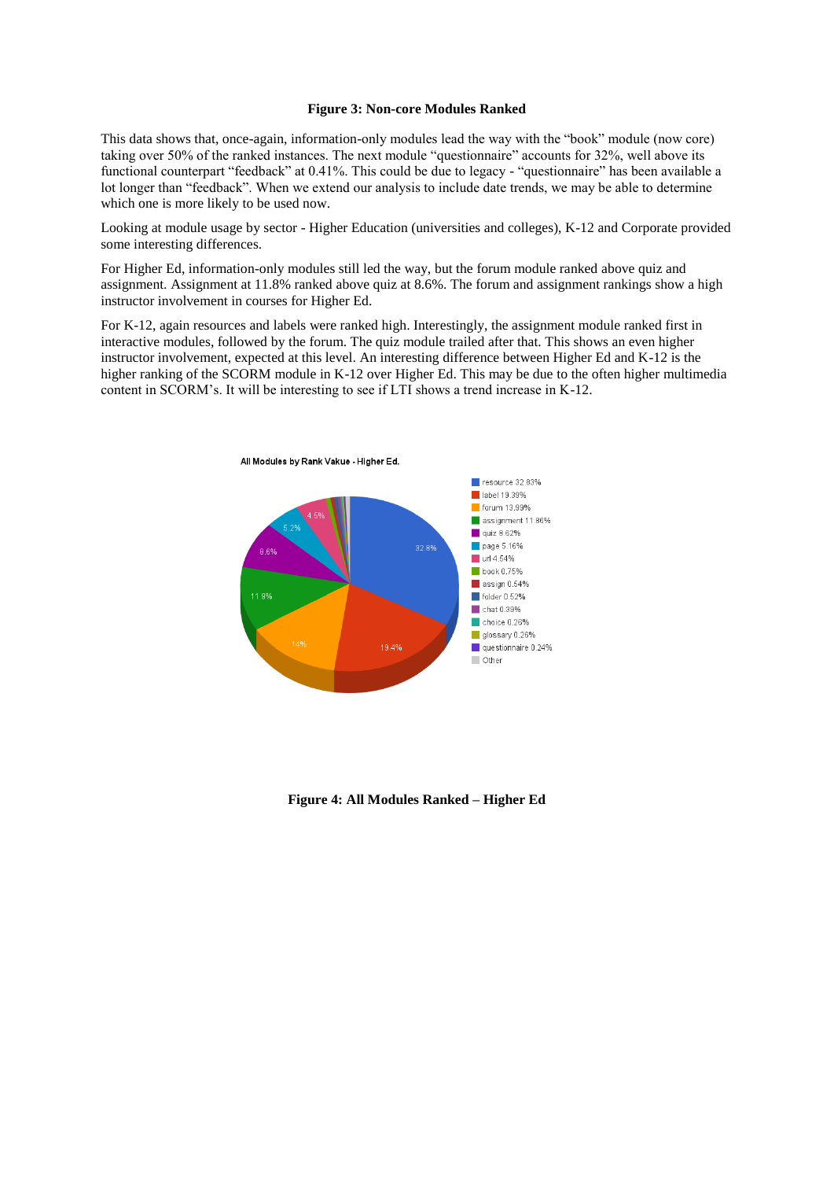**Figure 3: Non-core Modules Ranked**

This data shows that, once-again, information-only modules lead the way with the "book" module (now core) taking over 50% of the ranked instances. The next module "questionnaire" accounts for 32%, well above its functional counterpart "feedback" at 0.41%. This could be due to legacy - "questionnaire" has been available a lot longer than "feedback". When we extend our analysis to include date trends, we may be able to determine which one is more likely to be used now.

Looking at module usage by sector - Higher Education (universities and colleges), K-12 and Corporate provided some interesting differences.

For Higher Ed, information-only modules still led the way, but the forum module ranked above quiz and assignment. Assignment at 11.8% ranked above quiz at 8.6%. The forum and assignment rankings show a high instructor involvement in courses for Higher Ed.

For K-12, again resources and labels were ranked high. Interestingly, the assignment module ranked first in interactive modules, followed by the forum. The quiz module trailed after that. This shows an even higher instructor involvement, expected at this level. An interesting difference between Higher Ed and K-12 is the higher ranking of the SCORM module in K-12 over Higher Ed. This may be due to the often higher multimedia content in SCORM's. It will be interesting to see if LTI shows a trend increase in K-12.

**Figure 4: All Modules Ranked – Higher Ed**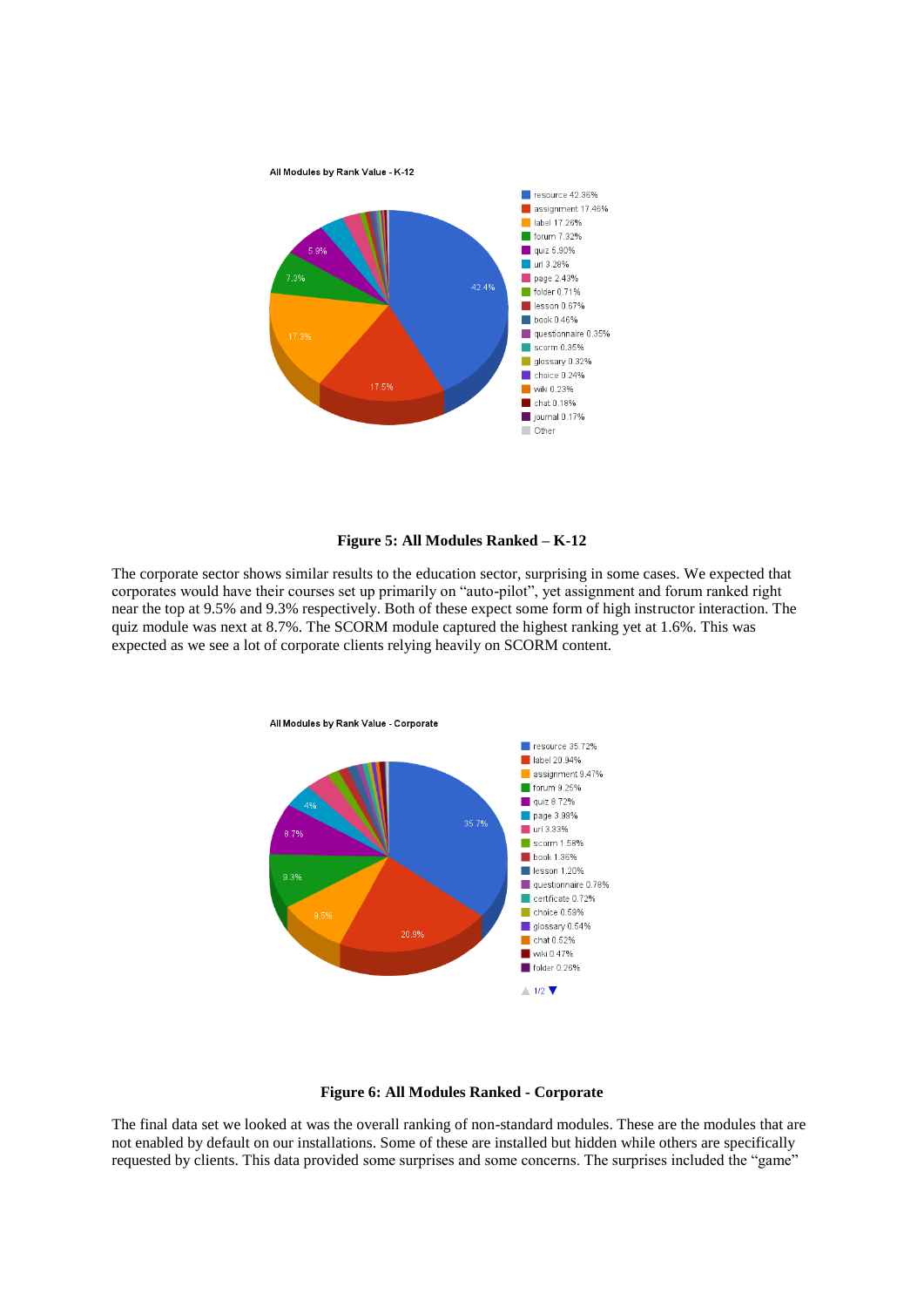**Figure 5: All Modules Ranked – K-12**

The corporate sector shows similar results to the education sector, surprising in some cases. We expected that corporates would have their courses set up primarily on "auto-pilot", yet assignment and forum ranked right near the top at 9.5% and 9.3% respectively. Both of these expect some form of high instructor interaction. The quiz module was next at 8.7%. The SCORM module captured the highest ranking yet at 1.6%. This was expected as we see a lot of corporate clients relying heavily on SCORM content.

**Figure 6: All Modules Ranked - Corporate**

The final data set we looked at was the overall ranking of non-standard modules. These are the modules that are not enabled by default on our installations. Some of these are installed but hidden while others are specifically requested by clients. This data provided some surprises and some concerns. The surprises included the "game"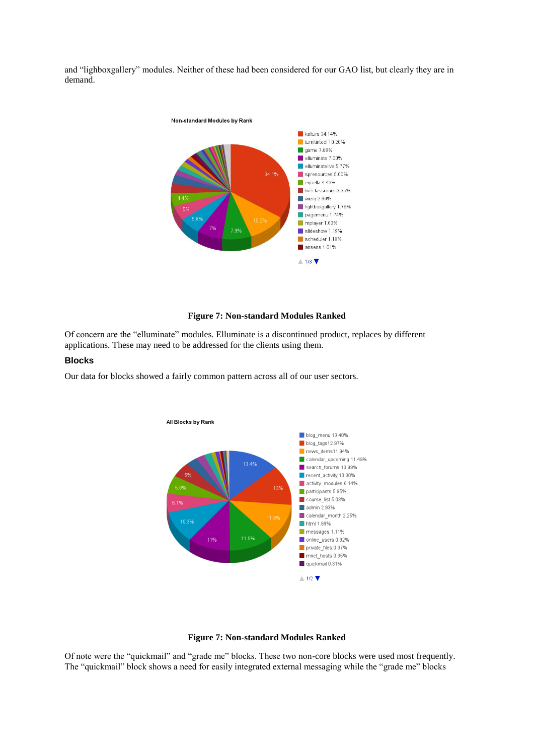and “lighboxgallery” modules. Neither of these had been considered for our GAO list, but clearly they are in demand.

**Figure 7: Non-standard Modules Ranked**

Of concern are the “elluminate” modules. Elluminate is a discontinued product, replaces by different applications. These may need to be addressed for the clients using them.

### Blocks

Our data for blocks showed a fairly common pattern across all of our user sectors.

**Figure 7: Non-standard Modules Ranked**

Of note were the “quickmail” and “grade me” blocks. These two non-core blocks were used most frequently. The “quickmail” block shows a need for easily integrated external messaging while the “grade me” blocks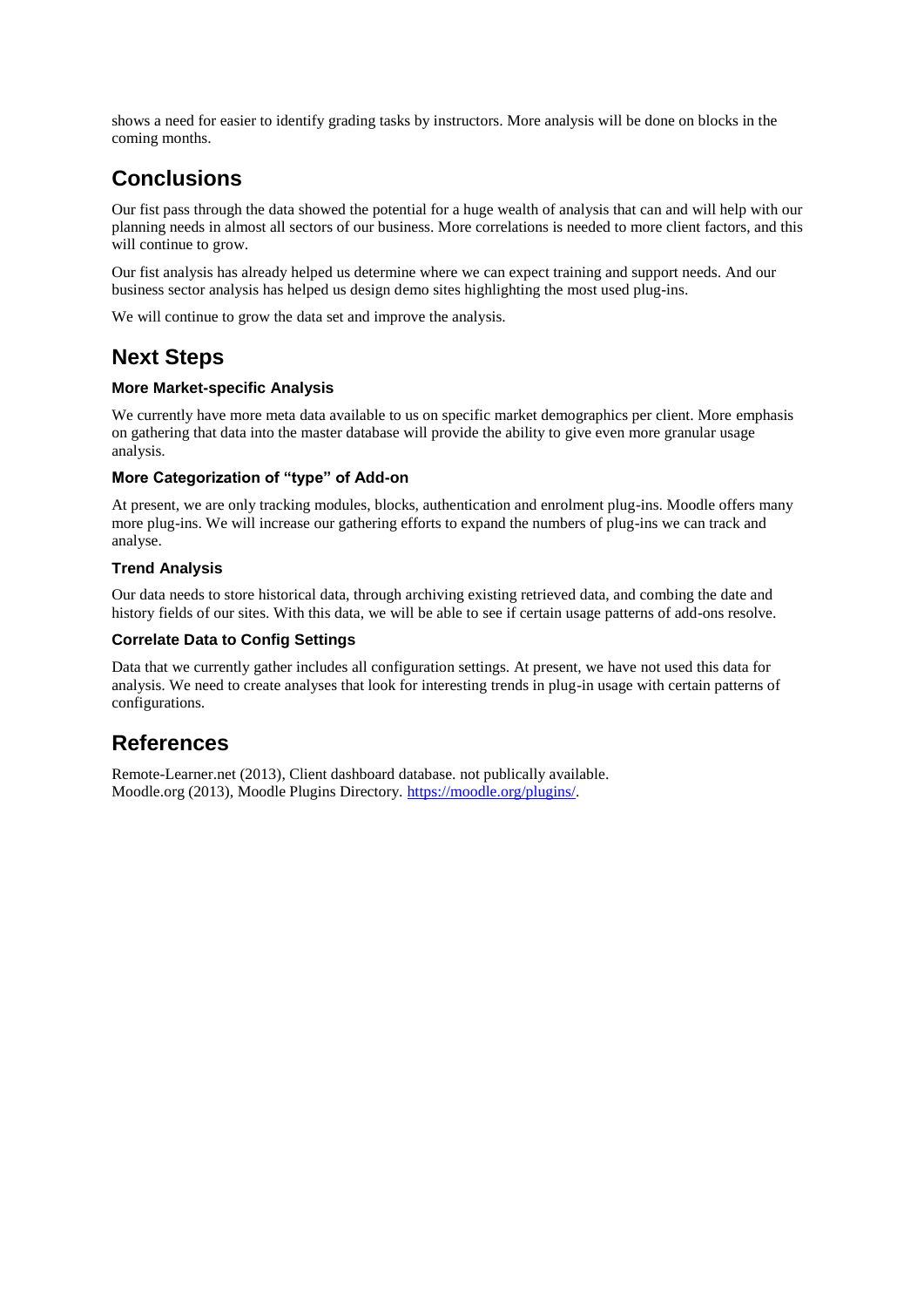shows a need for easier to identify grading tasks by instructors. More analysis will be done on blocks in the coming months.

## Conclusions

Our fist pass through the data showed the potential for a huge wealth of analysis that can and will help with our planning needs in almost all sectors of our business. More correlations is needed to more client factors, and this will continue to grow.

Our fist analysis has already helped us determine where we can expect training and support needs. And our business sector analysis has helped us design demo sites highlighting the most used plug-ins.

We will continue to grow the data set and improve the analysis.

## Next Steps

### More Market-specific Analysis

We currently have more meta data available to us on specific market demographics per client. More emphasis on gathering that data into the master database will provide the ability to give even more granular usage analysis.

### More Categorization of "type" of Add-on

At present, we are only tracking modules, blocks, authentication and enrolment plug-ins. Moodle offers many more plug-ins. We will increase our gathering efforts to expand the numbers of plug-ins we can track and analyse.

### Trend Analysis

Our data needs to store historical data, through archiving existing retrieved data, and combing the date and history fields of our sites. With this data, we will be able to see if certain usage patterns of add-ons resolve.

### Correlate Data to Config Settings

Data that we currently gather includes all configuration settings. At present, we have not used this data for analysis. We need to create analyses that look for interesting trends in plug-in usage with certain patterns of configurations.

## References

Remote-Learner.net (2013), Client dashboard database. not publically available.
Moodle.org (2013), Moodle Plugins Directory. https://moodle.org/plugins/.